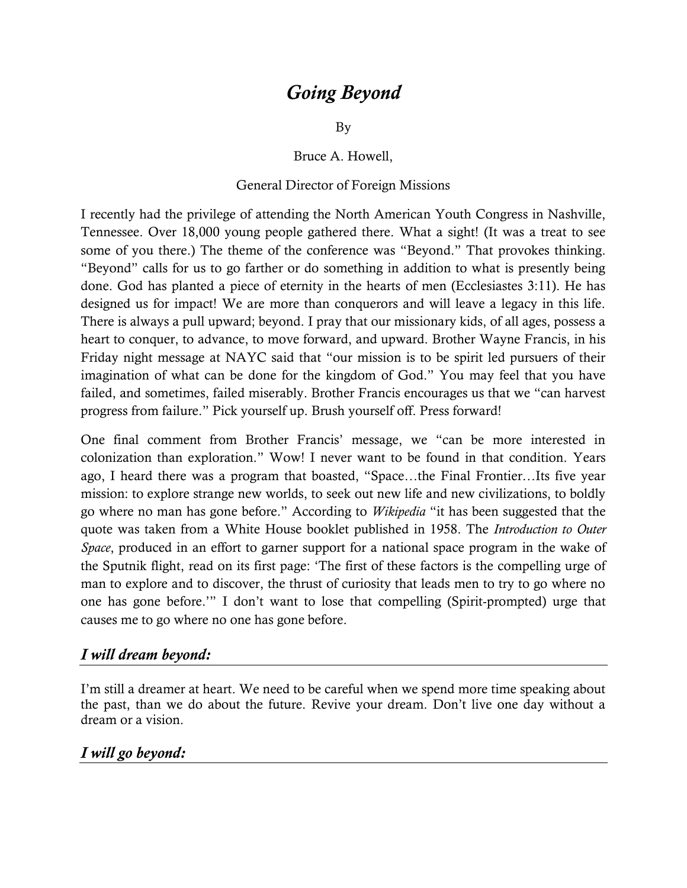# *Going Beyond*

By

Bruce A. Howell,

General Director of Foreign Missions

I recently had the privilege of attending the North American Youth Congress in Nashville, Tennessee. Over 18,000 young people gathered there. What a sight! (It was a treat to see some of you there.) The theme of the conference was "Beyond." That provokes thinking. "Beyond" calls for us to go farther or do something in addition to what is presently being done. God has planted a piece of eternity in the hearts of men (Ecclesiastes 3:11). He has designed us for impact! We are more than conquerors and will leave a legacy in this life. There is always a pull upward; beyond. I pray that our missionary kids, of all ages, possess a heart to conquer, to advance, to move forward, and upward. Brother Wayne Francis, in his Friday night message at NAYC said that "our mission is to be spirit led pursuers of their imagination of what can be done for the kingdom of God." You may feel that you have failed, and sometimes, failed miserably. Brother Francis encourages us that we "can harvest progress from failure." Pick yourself up. Brush yourself off. Press forward!

One final comment from Brother Francis' message, we "can be more interested in colonization than exploration." Wow! I never want to be found in that condition. Years ago, I heard there was a program that boasted, "Space…the Final Frontier…Its five year mission: to explore strange new worlds, to seek out new life and new civilizations, to boldly go where no man has gone before." According to *Wikipedia* "it has been suggested that the quote was taken from a White House booklet published in 1958. The *Introduction to Outer Space*, produced in an effort to garner support for a national space program in the wake of the Sputnik flight, read on its first page: 'The first of these factors is the compelling urge of man to explore and to discover, the thrust of curiosity that leads men to try to go where no one has gone before.'" I don't want to lose that compelling (Spirit-prompted) urge that causes me to go where no one has gone before.

## *I will dream beyond:*

I'm still a dreamer at heart. We need to be careful when we spend more time speaking about the past, than we do about the future. Revive your dream. Don't live one day without a dream or a vision.

## *I will go beyond:*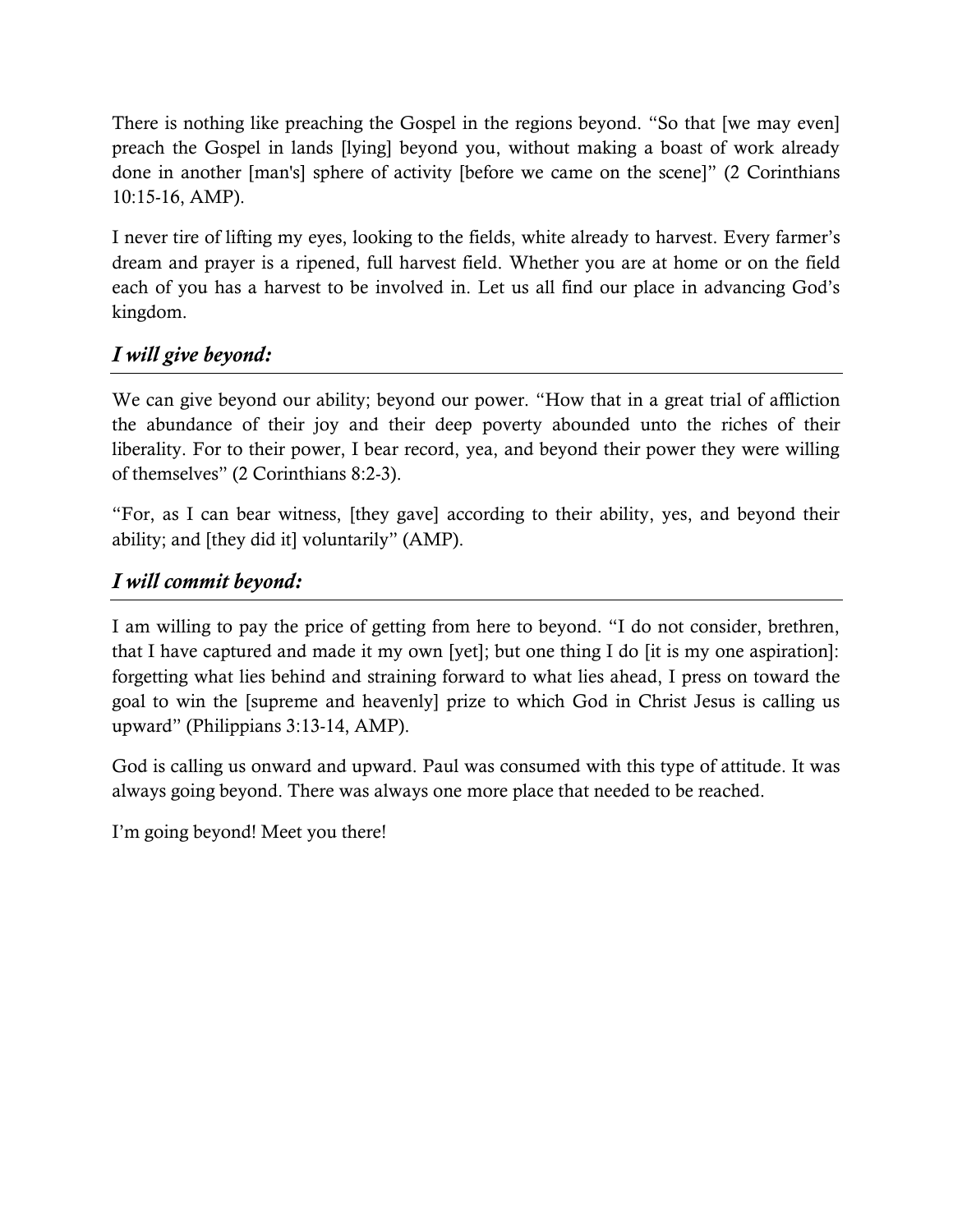There is nothing like preaching the Gospel in the regions beyond. "So that [we may even] preach the Gospel in lands [lying] beyond you, without making a boast of work already done in another [man's] sphere of activity [before we came on the scene]" (2 Corinthians 10:15-16, AMP).

I never tire of lifting my eyes, looking to the fields, white already to harvest. Every farmer's dream and prayer is a ripened, full harvest field. Whether you are at home or on the field each of you has a harvest to be involved in. Let us all find our place in advancing God's kingdom.

### *I will give beyond:*

We can give beyond our ability; beyond our power. "How that in a great trial of affliction the abundance of their joy and their deep poverty abounded unto the riches of their liberality. For to their power, I bear record, yea, and beyond their power they were willing of themselves" (2 Corinthians 8:2-3).

"For, as I can bear witness, [they gave] according to their ability, yes, and beyond their ability; and [they did it] voluntarily" (AMP).

### *I will commit beyond:*

I am willing to pay the price of getting from here to beyond. "I do not consider, brethren, that I have captured and made it my own [yet]; but one thing I do [it is my one aspiration]: forgetting what lies behind and straining forward to what lies ahead, I press on toward the goal to win the [supreme and heavenly] prize to which God in Christ Jesus is calling us upward" (Philippians 3:13-14, AMP).

God is calling us onward and upward. Paul was consumed with this type of attitude. It was always going beyond. There was always one more place that needed to be reached.

I'm going beyond! Meet you there!